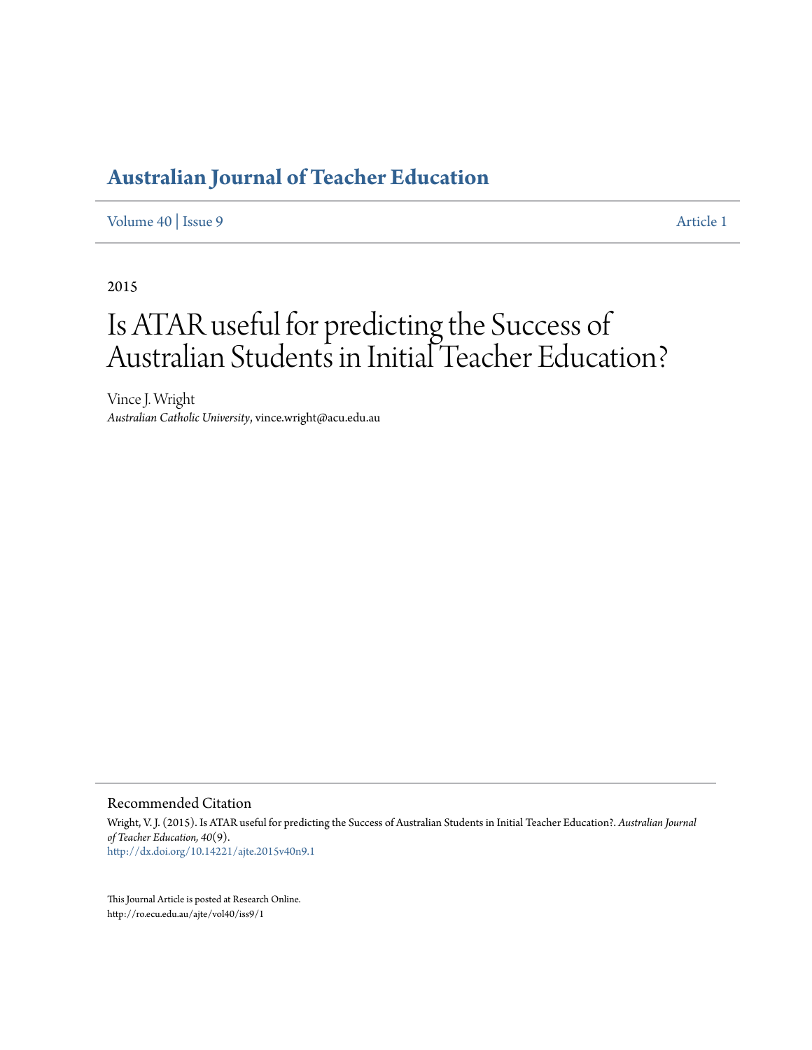# Australian Journal of Teacher Education

Volume 40 | Issue 9 Article 1

2015

# Is ATAR useful for predicting the Success of Australian Students in Initial Teacher Education?

Vince J. Wright
*Australian Catholic University*, vince.wright@acu.edu.au

## Recommended Citation

Wright, V. J. (2015). Is ATAR useful for predicting the Success of Australian Students in Initial Teacher Education?. *Australian Journal of Teacher Education, 40*(9).
http://dx.doi.org/10.14221/ajte.2015v40n9.1

This Journal Article is posted at Research Online.
http://ro.ecu.edu.au/ajte/vol40/iss9/1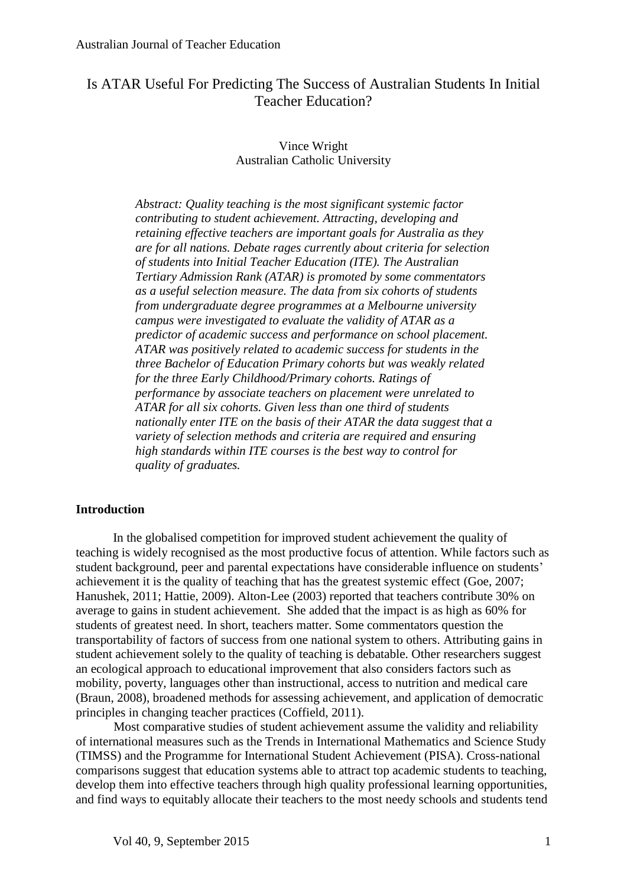# Is ATAR Useful For Predicting The Success of Australian Students In Initial Teacher Education?

Vince Wright
Australian Catholic University

*Abstract: Quality teaching is the most significant systemic factor contributing to student achievement. Attracting, developing and retaining effective teachers are important goals for Australia as they are for all nations. Debate rages currently about criteria for selection of students into Initial Teacher Education (ITE). The Australian Tertiary Admission Rank (ATAR) is promoted by some commentators as a useful selection measure. The data from six cohorts of students from undergraduate degree programmes at a Melbourne university campus were investigated to evaluate the validity of ATAR as a predictor of academic success and performance on school placement. ATAR was positively related to academic success for students in the three Bachelor of Education Primary cohorts but was weakly related for the three Early Childhood/Primary cohorts. Ratings of performance by associate teachers on placement were unrelated to ATAR for all six cohorts. Given less than one third of students nationally enter ITE on the basis of their ATAR the data suggest that a variety of selection methods and criteria are required and ensuring high standards within ITE courses is the best way to control for quality of graduates.*

## Introduction

In the globalised competition for improved student achievement the quality of teaching is widely recognised as the most productive focus of attention. While factors such as student background, peer and parental expectations have considerable influence on students' achievement it is the quality of teaching that has the greatest systemic effect (Goe, 2007; Hanushek, 2011; Hattie, 2009). Alton-Lee (2003) reported that teachers contribute 30% on average to gains in student achievement. She added that the impact is as high as 60% for students of greatest need. In short, teachers matter. Some commentators question the transportability of factors of success from one national system to others. Attributing gains in student achievement solely to the quality of teaching is debatable. Other researchers suggest an ecological approach to educational improvement that also considers factors such as mobility, poverty, languages other than instructional, access to nutrition and medical care (Braun, 2008), broadened methods for assessing achievement, and application of democratic principles in changing teacher practices (Coffield, 2011).

Most comparative studies of student achievement assume the validity and reliability of international measures such as the Trends in International Mathematics and Science Study (TIMSS) and the Programme for International Student Achievement (PISA). Cross-national comparisons suggest that education systems able to attract top academic students to teaching, develop them into effective teachers through high quality professional learning opportunities, and find ways to equitably allocate their teachers to the most needy schools and students tend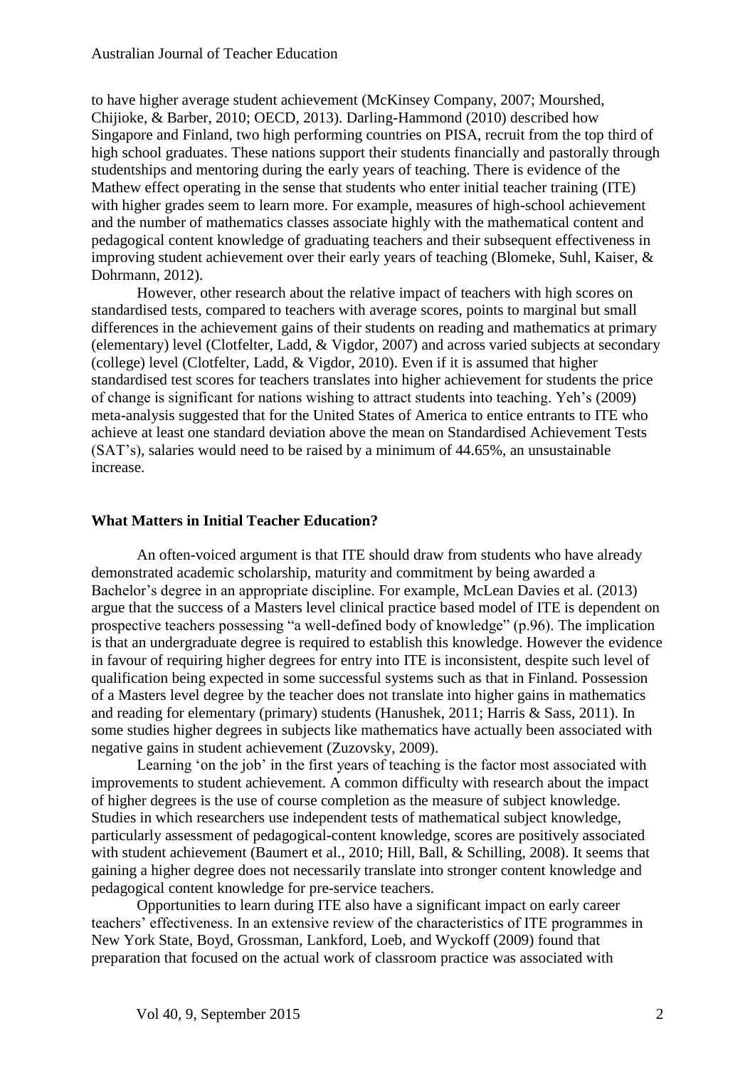to have higher average student achievement (McKinsey Company, 2007; Mourshed, Chijioke, & Barber, 2010; OECD, 2013). Darling-Hammond (2010) described how Singapore and Finland, two high performing countries on PISA, recruit from the top third of high school graduates. These nations support their students financially and pastorally through studentships and mentoring during the early years of teaching. There is evidence of the Mathew effect operating in the sense that students who enter initial teacher training (ITE) with higher grades seem to learn more. For example, measures of high-school achievement and the number of mathematics classes associate highly with the mathematical content and pedagogical content knowledge of graduating teachers and their subsequent effectiveness in improving student achievement over their early years of teaching (Blomeke, Suhl, Kaiser, & Dohrmann, 2012).

However, other research about the relative impact of teachers with high scores on standardised tests, compared to teachers with average scores, points to marginal but small differences in the achievement gains of their students on reading and mathematics at primary (elementary) level (Clotfelter, Ladd, & Vigdor, 2007) and across varied subjects at secondary (college) level (Clotfelter, Ladd, & Vigdor, 2010). Even if it is assumed that higher standardised test scores for teachers translates into higher achievement for students the price of change is significant for nations wishing to attract students into teaching. Yeh's (2009) meta-analysis suggested that for the United States of America to entice entrants to ITE who achieve at least one standard deviation above the mean on Standardised Achievement Tests (SAT's), salaries would need to be raised by a minimum of 44.65%, an unsustainable increase.

## What Matters in Initial Teacher Education?

An often-voiced argument is that ITE should draw from students who have already demonstrated academic scholarship, maturity and commitment by being awarded a Bachelor's degree in an appropriate discipline. For example, McLean Davies et al. (2013) argue that the success of a Masters level clinical practice based model of ITE is dependent on prospective teachers possessing "a well-defined body of knowledge" (p.96). The implication is that an undergraduate degree is required to establish this knowledge. However the evidence in favour of requiring higher degrees for entry into ITE is inconsistent, despite such level of qualification being expected in some successful systems such as that in Finland. Possession of a Masters level degree by the teacher does not translate into higher gains in mathematics and reading for elementary (primary) students (Hanushek, 2011; Harris & Sass, 2011). In some studies higher degrees in subjects like mathematics have actually been associated with negative gains in student achievement (Zuzovsky, 2009).

Learning 'on the job' in the first years of teaching is the factor most associated with improvements to student achievement. A common difficulty with research about the impact of higher degrees is the use of course completion as the measure of subject knowledge. Studies in which researchers use independent tests of mathematical subject knowledge, particularly assessment of pedagogical-content knowledge, scores are positively associated with student achievement (Baumert et al., 2010; Hill, Ball, & Schilling, 2008). It seems that gaining a higher degree does not necessarily translate into stronger content knowledge and pedagogical content knowledge for pre-service teachers.

Opportunities to learn during ITE also have a significant impact on early career teachers' effectiveness. In an extensive review of the characteristics of ITE programmes in New York State, Boyd, Grossman, Lankford, Loeb, and Wyckoff (2009) found that preparation that focused on the actual work of classroom practice was associated with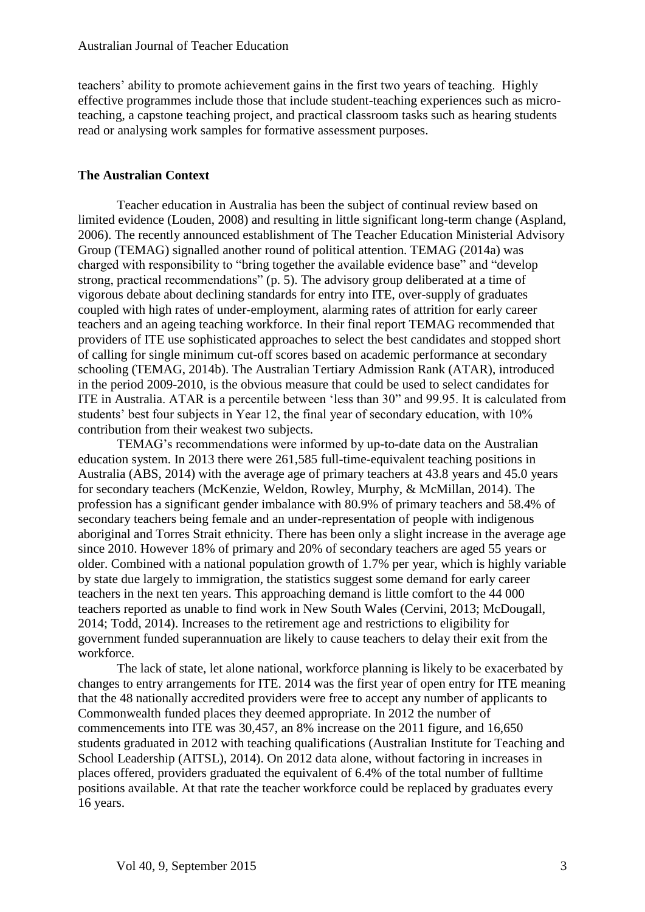teachers' ability to promote achievement gains in the first two years of teaching. Highly effective programmes include those that include student-teaching experiences such as micro-teaching, a capstone teaching project, and practical classroom tasks such as hearing students read or analysing work samples for formative assessment purposes.

## The Australian Context

Teacher education in Australia has been the subject of continual review based on limited evidence (Louden, 2008) and resulting in little significant long-term change (Aspland, 2006). The recently announced establishment of The Teacher Education Ministerial Advisory Group (TEMAG) signalled another round of political attention. TEMAG (2014a) was charged with responsibility to "bring together the available evidence base" and "develop strong, practical recommendations" (p. 5). The advisory group deliberated at a time of vigorous debate about declining standards for entry into ITE, over-supply of graduates coupled with high rates of under-employment, alarming rates of attrition for early career teachers and an ageing teaching workforce. In their final report TEMAG recommended that providers of ITE use sophisticated approaches to select the best candidates and stopped short of calling for single minimum cut-off scores based on academic performance at secondary schooling (TEMAG, 2014b). The Australian Tertiary Admission Rank (ATAR), introduced in the period 2009-2010, is the obvious measure that could be used to select candidates for ITE in Australia. ATAR is a percentile between 'less than 30" and 99.95. It is calculated from students' best four subjects in Year 12, the final year of secondary education, with 10% contribution from their weakest two subjects.

TEMAG's recommendations were informed by up-to-date data on the Australian education system. In 2013 there were 261,585 full-time-equivalent teaching positions in Australia (ABS, 2014) with the average age of primary teachers at 43.8 years and 45.0 years for secondary teachers (McKenzie, Weldon, Rowley, Murphy, & McMillan, 2014). The profession has a significant gender imbalance with 80.9% of primary teachers and 58.4% of secondary teachers being female and an under-representation of people with indigenous aboriginal and Torres Strait ethnicity. There has been only a slight increase in the average age since 2010. However 18% of primary and 20% of secondary teachers are aged 55 years or older. Combined with a national population growth of 1.7% per year, which is highly variable by state due largely to immigration, the statistics suggest some demand for early career teachers in the next ten years. This approaching demand is little comfort to the 44 000 teachers reported as unable to find work in New South Wales (Cervini, 2013; McDougall, 2014; Todd, 2014). Increases to the retirement age and restrictions to eligibility for government funded superannuation are likely to cause teachers to delay their exit from the workforce.

The lack of state, let alone national, workforce planning is likely to be exacerbated by changes to entry arrangements for ITE. 2014 was the first year of open entry for ITE meaning that the 48 nationally accredited providers were free to accept any number of applicants to Commonwealth funded places they deemed appropriate. In 2012 the number of commencements into ITE was 30,457, an 8% increase on the 2011 figure, and 16,650 students graduated in 2012 with teaching qualifications (Australian Institute for Teaching and School Leadership (AITSL), 2014). On 2012 data alone, without factoring in increases in places offered, providers graduated the equivalent of 6.4% of the total number of fulltime positions available. At that rate the teacher workforce could be replaced by graduates every 16 years.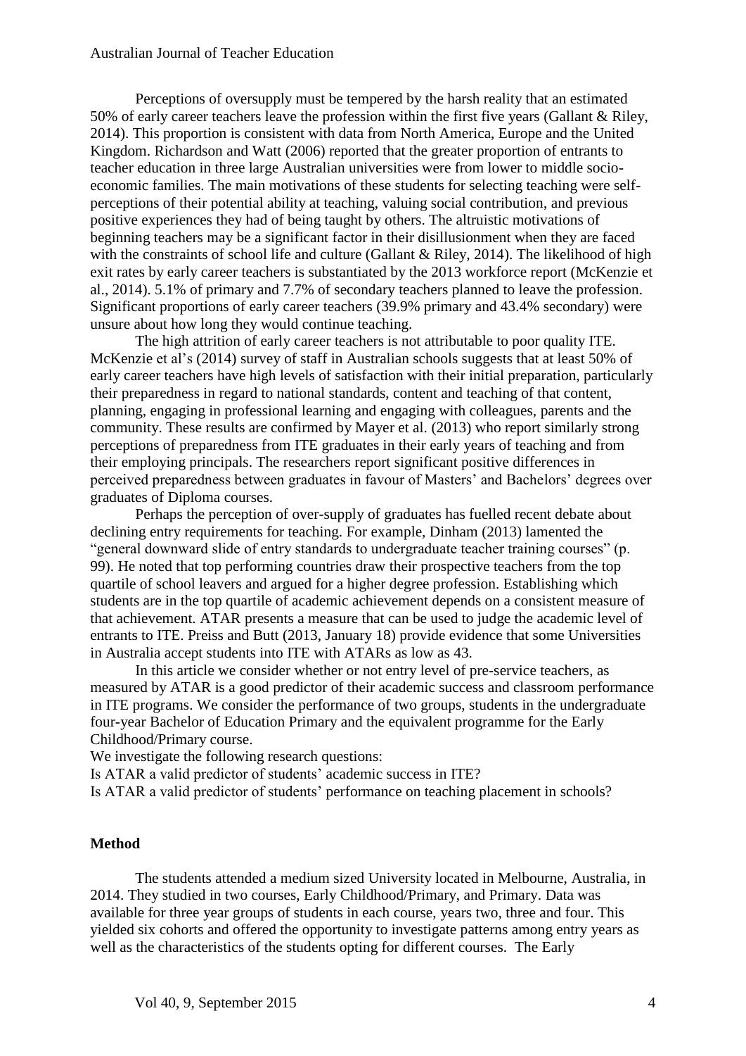Perceptions of oversupply must be tempered by the harsh reality that an estimated 50% of early career teachers leave the profession within the first five years (Gallant & Riley, 2014). This proportion is consistent with data from North America, Europe and the United Kingdom. Richardson and Watt (2006) reported that the greater proportion of entrants to teacher education in three large Australian universities were from lower to middle socio-economic families. The main motivations of these students for selecting teaching were self-perceptions of their potential ability at teaching, valuing social contribution, and previous positive experiences they had of being taught by others. The altruistic motivations of beginning teachers may be a significant factor in their disillusionment when they are faced with the constraints of school life and culture (Gallant & Riley, 2014). The likelihood of high exit rates by early career teachers is substantiated by the 2013 workforce report (McKenzie et al., 2014). 5.1% of primary and 7.7% of secondary teachers planned to leave the profession. Significant proportions of early career teachers (39.9% primary and 43.4% secondary) were unsure about how long they would continue teaching.

The high attrition of early career teachers is not attributable to poor quality ITE. McKenzie et al's (2014) survey of staff in Australian schools suggests that at least 50% of early career teachers have high levels of satisfaction with their initial preparation, particularly their preparedness in regard to national standards, content and teaching of that content, planning, engaging in professional learning and engaging with colleagues, parents and the community. These results are confirmed by Mayer et al. (2013) who report similarly strong perceptions of preparedness from ITE graduates in their early years of teaching and from their employing principals. The researchers report significant positive differences in perceived preparedness between graduates in favour of Masters' and Bachelors' degrees over graduates of Diploma courses.

Perhaps the perception of over-supply of graduates has fuelled recent debate about declining entry requirements for teaching. For example, Dinham (2013) lamented the "general downward slide of entry standards to undergraduate teacher training courses" (p. 99). He noted that top performing countries draw their prospective teachers from the top quartile of school leavers and argued for a higher degree profession. Establishing which students are in the top quartile of academic achievement depends on a consistent measure of that achievement. ATAR presents a measure that can be used to judge the academic level of entrants to ITE. Preiss and Butt (2013, January 18) provide evidence that some Universities in Australia accept students into ITE with ATARs as low as 43.

In this article we consider whether or not entry level of pre-service teachers, as measured by ATAR is a good predictor of their academic success and classroom performance in ITE programs. We consider the performance of two groups, students in the undergraduate four-year Bachelor of Education Primary and the equivalent programme for the Early Childhood/Primary course.

We investigate the following research questions:

Is ATAR a valid predictor of students' academic success in ITE?

Is ATAR a valid predictor of students' performance on teaching placement in schools?

## Method

The students attended a medium sized University located in Melbourne, Australia, in 2014. They studied in two courses, Early Childhood/Primary, and Primary. Data was available for three year groups of students in each course, years two, three and four. This yielded six cohorts and offered the opportunity to investigate patterns among entry years as well as the characteristics of the students opting for different courses. The Early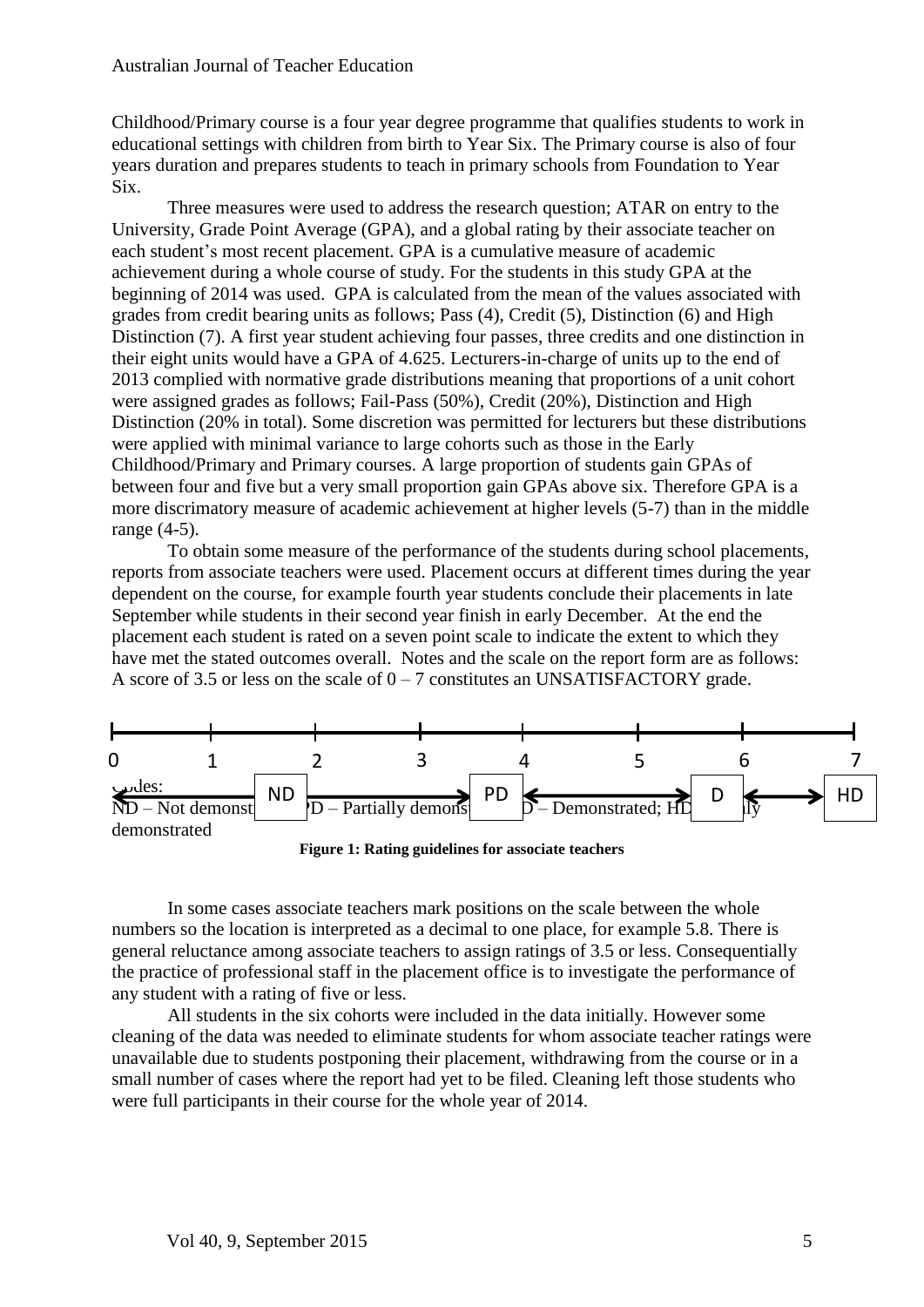Childhood/Primary course is a four year degree programme that qualifies students to work in educational settings with children from birth to Year Six. The Primary course is also of four years duration and prepares students to teach in primary schools from Foundation to Year Six.

Three measures were used to address the research question; ATAR on entry to the University, Grade Point Average (GPA), and a global rating by their associate teacher on each student's most recent placement. GPA is a cumulative measure of academic achievement during a whole course of study. For the students in this study GPA at the beginning of 2014 was used. GPA is calculated from the mean of the values associated with grades from credit bearing units as follows; Pass (4), Credit (5), Distinction (6) and High Distinction (7). A first year student achieving four passes, three credits and one distinction in their eight units would have a GPA of 4.625. Lecturers-in-charge of units up to the end of 2013 complied with normative grade distributions meaning that proportions of a unit cohort were assigned grades as follows; Fail-Pass (50%), Credit (20%), Distinction and High Distinction (20% in total). Some discretion was permitted for lecturers but these distributions were applied with minimal variance to large cohorts such as those in the Early Childhood/Primary and Primary courses. A large proportion of students gain GPAs of between four and five but a very small proportion gain GPAs above six. Therefore GPA is a more discriminatory measure of academic achievement at higher levels (5-7) than in the middle range (4-5).

To obtain some measure of the performance of the students during school placements, reports from associate teachers were used. Placement occurs at different times during the year dependent on the course, for example fourth year students conclude their placements in late September while students in their second year finish in early December. At the end the placement each student is rated on a seven point scale to indicate the extent to which they have met the stated outcomes overall. Notes and the scale on the report form are as follows: A score of 3.5 or less on the scale of 0 – 7 constitutes an UNSATISFACTORY grade.

0 1 2 3 4 5 6 7

ND PD D HD

Codes:
ND – Not demonstrated; PD – Partially demonstrated; D – Demonstrated; HD – Highly demonstrated

**Figure 1: Rating guidelines for associate teachers**

In some cases associate teachers mark positions on the scale between the whole numbers so the location is interpreted as a decimal to one place, for example 5.8. There is general reluctance among associate teachers to assign ratings of 3.5 or less. Consequentially the practice of professional staff in the placement office is to investigate the performance of any student with a rating of five or less.

All students in the six cohorts were included in the data initially. However some cleaning of the data was needed to eliminate students for whom associate teacher ratings were unavailable due to students postponing their placement, withdrawing from the course or in a small number of cases where the report had yet to be filed. Cleaning left those students who were full participants in their course for the whole year of 2014.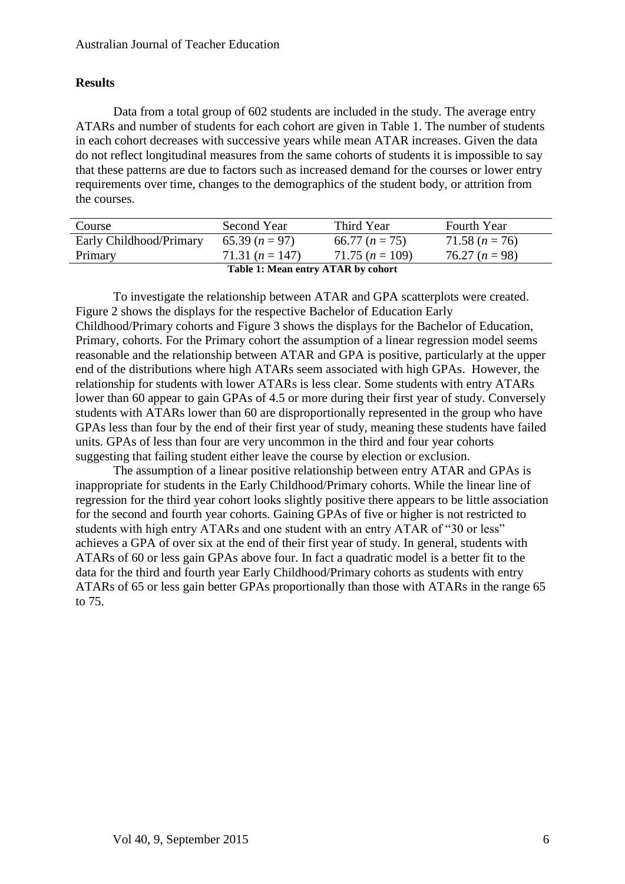## Results

Data from a total group of 602 students are included in the study. The average entry ATARs and number of students for each cohort are given in Table 1. The number of students in each cohort decreases with successive years while mean ATAR increases. Given the data do not reflect longitudinal measures from the same cohorts of students it is impossible to say that these patterns are due to factors such as increased demand for the courses or lower entry requirements over time, changes to the demographics of the student body, or attrition from the courses.

| Course | Second Year | Third Year | Fourth Year |
|---|---|---|---|
| Early Childhood/Primary | 65.39 ($n = 97$) | 66.77 ($n = 75$) | 71.58 ($n = 76$) |
| Primary | 71.31 ($n = 147$) | 71.75 ($n = 109$) | 76.27 ($n = 98$) |

**Table 1: Mean entry ATAR by cohort**

To investigate the relationship between ATAR and GPA scatterplots were created. Figure 2 shows the displays for the respective Bachelor of Education Early Childhood/Primary cohorts and Figure 3 shows the displays for the Bachelor of Education, Primary, cohorts. For the Primary cohort the assumption of a linear regression model seems reasonable and the relationship between ATAR and GPA is positive, particularly at the upper end of the distributions where high ATARs seem associated with high GPAs. However, the relationship for students with lower ATARs is less clear. Some students with entry ATARs lower than 60 appear to gain GPAs of 4.5 or more during their first year of study. Conversely students with ATARs lower than 60 are disproportionally represented in the group who have GPAs less than four by the end of their first year of study, meaning these students have failed units. GPAs of less than four are very uncommon in the third and four year cohorts suggesting that failing student either leave the course by election or exclusion.

The assumption of a linear positive relationship between entry ATAR and GPAs is inappropriate for students in the Early Childhood/Primary cohorts. While the linear line of regression for the third year cohort looks slightly positive there appears to be little association for the second and fourth year cohorts. Gaining GPAs of five or higher is not restricted to students with high entry ATARs and one student with an entry ATAR of "30 or less" achieves a GPA of over six at the end of their first year of study. In general, students with ATARs of 60 or less gain GPAs above four. In fact a quadratic model is a better fit to the data for the third and fourth year Early Childhood/Primary cohorts as students with entry ATARs of 65 or less gain better GPAs proportionally than those with ATARs in the range 65 to 75.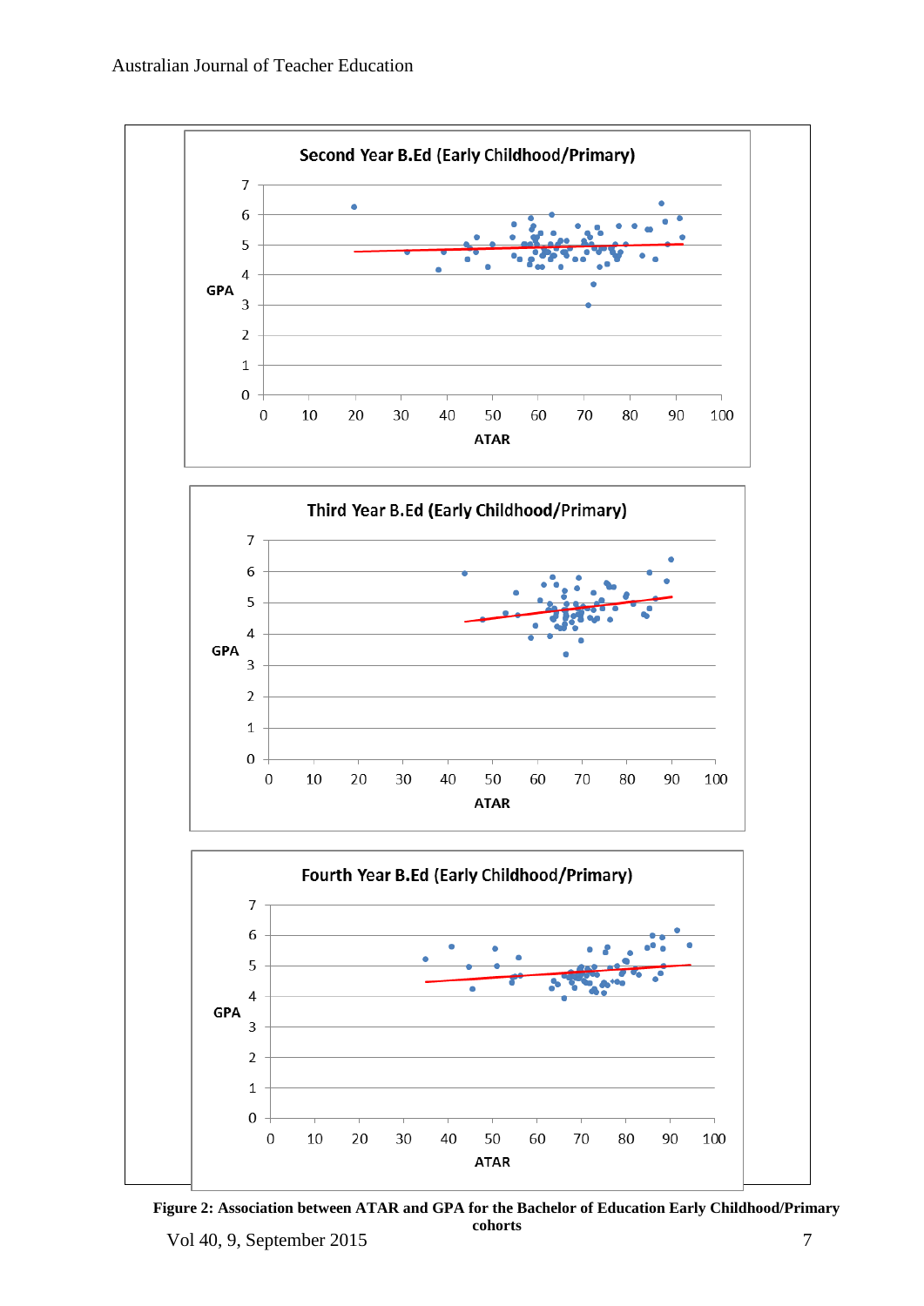**Figure 2: Association between ATAR and GPA for the Bachelor of Education Early Childhood/Primary cohorts**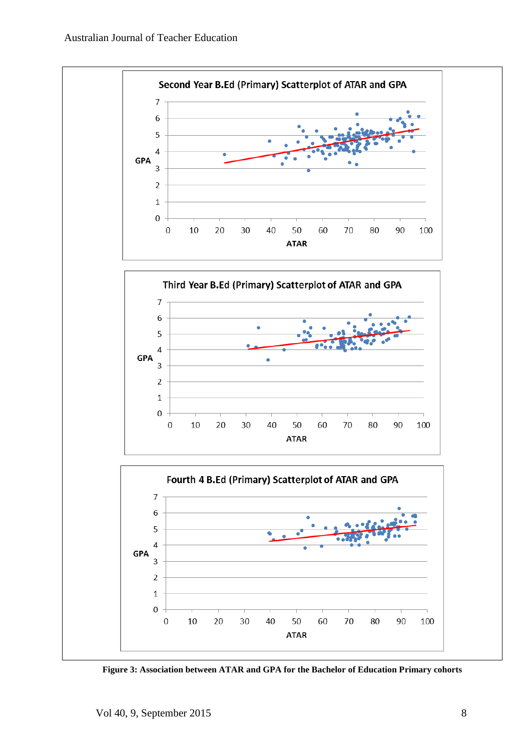**Figure 3: Association between ATAR and GPA for the Bachelor of Education Primary cohorts**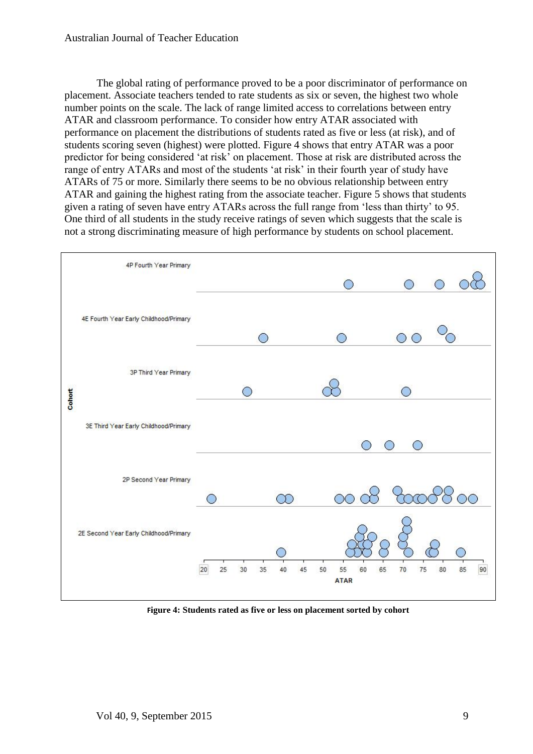The global rating of performance proved to be a poor discriminator of performance on placement. Associate teachers tended to rate students as six or seven, the highest two whole number points on the scale. The lack of range limited access to correlations between entry ATAR and classroom performance. To consider how entry ATAR associated with performance on placement the distributions of students rated as five or less (at risk), and of students scoring seven (highest) were plotted. Figure 4 shows that entry ATAR was a poor predictor for being considered 'at risk' on placement. Those at risk are distributed across the range of entry ATARs and most of the students 'at risk' in their fourth year of study have ATARs of 75 or more. Similarly there seems to be no obvious relationship between entry ATAR and gaining the highest rating from the associate teacher. Figure 5 shows that students given a rating of seven have entry ATARs across the full range from 'less than thirty' to 95. One third of all students in the study receive ratings of seven which suggests that the scale is not a strong discriminating measure of high performance by students on school placement.

**Figure 4: Students rated as five or less on placement sorted by cohort**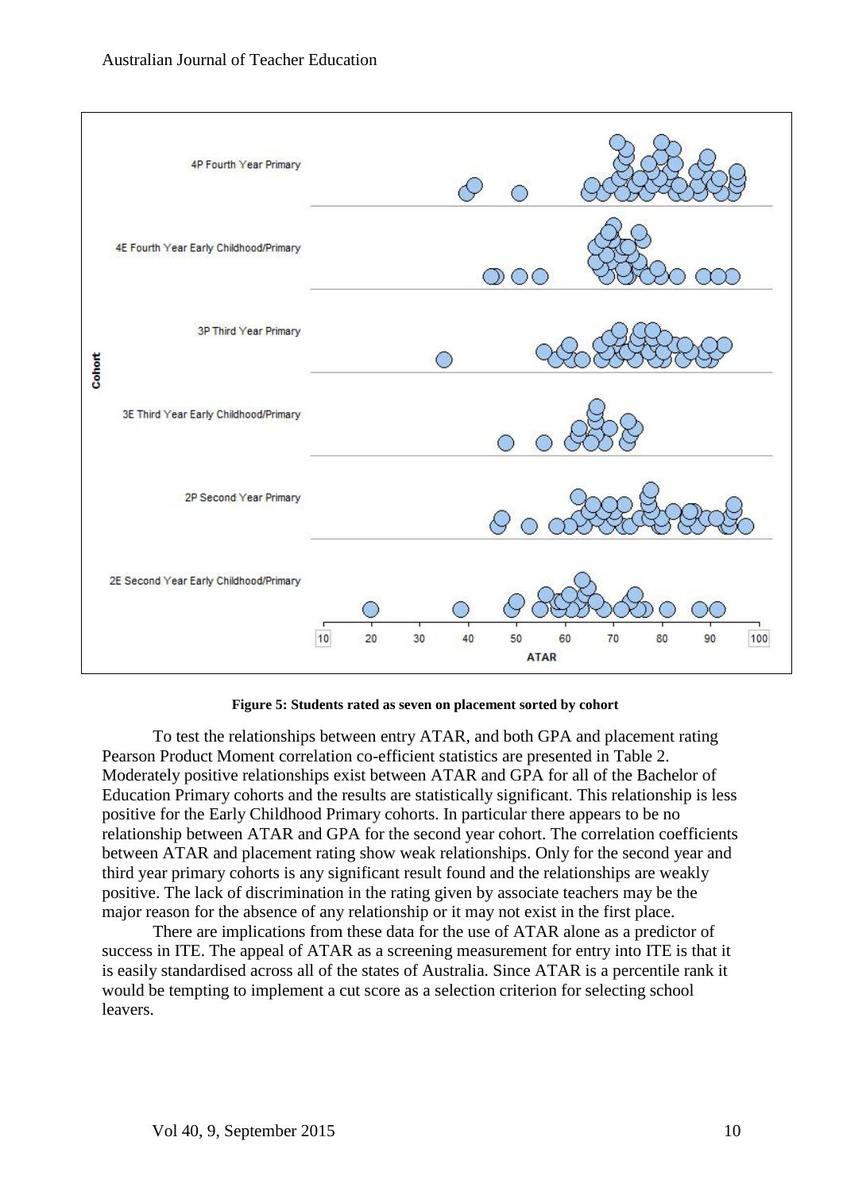**Figure 5: Students rated as seven on placement sorted by cohort**

To test the relationships between entry ATAR, and both GPA and placement rating Pearson Product Moment correlation co-efficient statistics are presented in Table 2. Moderately positive relationships exist between ATAR and GPA for all of the Bachelor of Education Primary cohorts and the results are statistically significant. This relationship is less positive for the Early Childhood Primary cohorts. In particular there appears to be no relationship between ATAR and GPA for the second year cohort. The correlation coefficients between ATAR and placement rating show weak relationships. Only for the second year and third year primary cohorts is any significant result found and the relationships are weakly positive. The lack of discrimination in the rating given by associate teachers may be the major reason for the absence of any relationship or it may not exist in the first place.

There are implications from these data for the use of ATAR alone as a predictor of success in ITE. The appeal of ATAR as a screening measurement for entry into ITE is that it is easily standardised across all of the states of Australia. Since ATAR is a percentile rank it would be tempting to implement a cut score as a selection criterion for selecting school leavers.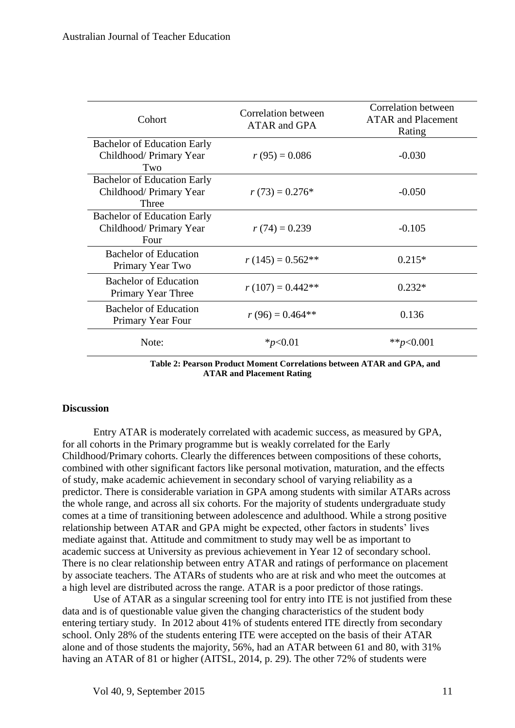| Cohort | Correlation between ATAR and GPA | Correlation between ATAR and Placement Rating |
|---|---|---|
| Bachelor of Education Early Childhood/ Primary Year Two | $r\ (95) = 0.086$ | -0.030 |
| Bachelor of Education Early Childhood/ Primary Year Three | $r\ (73) = 0.276$* | -0.050 |
| Bachelor of Education Early Childhood/ Primary Year Four | $r\ (74) = 0.239$ | -0.105 |
| Bachelor of Education Primary Year Two | $r\ (145) = 0.562$** | 0.215* |
| Bachelor of Education Primary Year Three | $r\ (107) = 0.442$** | 0.232* |
| Bachelor of Education Primary Year Four | $r\ (96) = 0.464$** | 0.136 |
| Note: | *$p<0.01$ | **$p<0.001$ |

**Table 2: Pearson Product Moment Correlations between ATAR and GPA, and ATAR and Placement Rating**

## Discussion

Entry ATAR is moderately correlated with academic success, as measured by GPA, for all cohorts in the Primary programme but is weakly correlated for the Early Childhood/Primary cohorts. Clearly the differences between compositions of these cohorts, combined with other significant factors like personal motivation, maturation, and the effects of study, make academic achievement in secondary school of varying reliability as a predictor. There is considerable variation in GPA among students with similar ATARs across the whole range, and across all six cohorts. For the majority of students undergraduate study comes at a time of transitioning between adolescence and adulthood. While a strong positive relationship between ATAR and GPA might be expected, other factors in students' lives mediate against that. Attitude and commitment to study may well be as important to academic success at University as previous achievement in Year 12 of secondary school. There is no clear relationship between entry ATAR and ratings of performance on placement by associate teachers. The ATARs of students who are at risk and who meet the outcomes at a high level are distributed across the range. ATAR is a poor predictor of those ratings.

Use of ATAR as a singular screening tool for entry into ITE is not justified from these data and is of questionable value given the changing characteristics of the student body entering tertiary study. In 2012 about 41% of students entered ITE directly from secondary school. Only 28% of the students entering ITE were accepted on the basis of their ATAR alone and of those students the majority, 56%, had an ATAR between 61 and 80, with 31% having an ATAR of 81 or higher (AITSL, 2014, p. 29). The other 72% of students were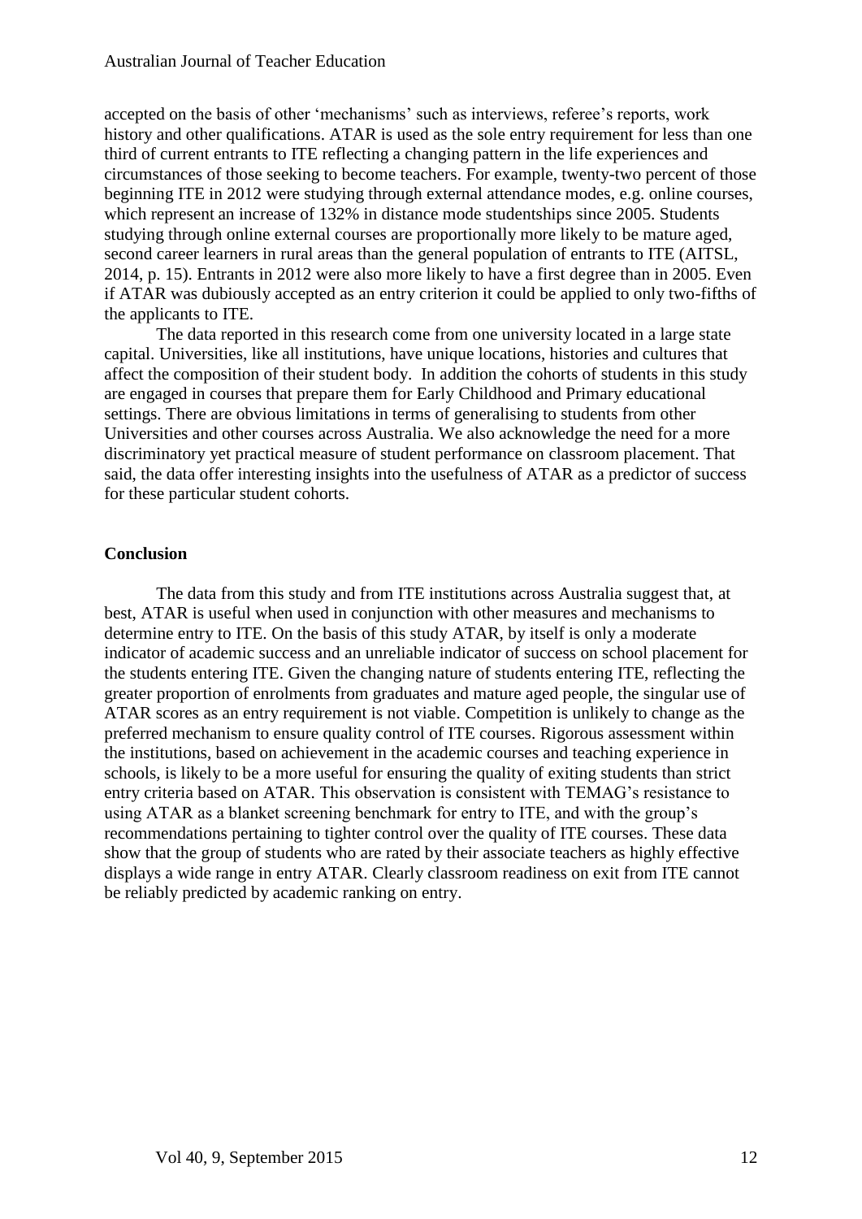accepted on the basis of other 'mechanisms' such as interviews, referee's reports, work history and other qualifications. ATAR is used as the sole entry requirement for less than one third of current entrants to ITE reflecting a changing pattern in the life experiences and circumstances of those seeking to become teachers. For example, twenty-two percent of those beginning ITE in 2012 were studying through external attendance modes, e.g. online courses, which represent an increase of 132% in distance mode studentships since 2005. Students studying through online external courses are proportionally more likely to be mature aged, second career learners in rural areas than the general population of entrants to ITE (AITSL, 2014, p. 15). Entrants in 2012 were also more likely to have a first degree than in 2005. Even if ATAR was dubiously accepted as an entry criterion it could be applied to only two-fifths of the applicants to ITE.

The data reported in this research come from one university located in a large state capital. Universities, like all institutions, have unique locations, histories and cultures that affect the composition of their student body. In addition the cohorts of students in this study are engaged in courses that prepare them for Early Childhood and Primary educational settings. There are obvious limitations in terms of generalising to students from other Universities and other courses across Australia. We also acknowledge the need for a more discriminatory yet practical measure of student performance on classroom placement. That said, the data offer interesting insights into the usefulness of ATAR as a predictor of success for these particular student cohorts.

## Conclusion

The data from this study and from ITE institutions across Australia suggest that, at best, ATAR is useful when used in conjunction with other measures and mechanisms to determine entry to ITE. On the basis of this study ATAR, by itself is only a moderate indicator of academic success and an unreliable indicator of success on school placement for the students entering ITE. Given the changing nature of students entering ITE, reflecting the greater proportion of enrolments from graduates and mature aged people, the singular use of ATAR scores as an entry requirement is not viable. Competition is unlikely to change as the preferred mechanism to ensure quality control of ITE courses. Rigorous assessment within the institutions, based on achievement in the academic courses and teaching experience in schools, is likely to be a more useful for ensuring the quality of exiting students than strict entry criteria based on ATAR. This observation is consistent with TEMAG's resistance to using ATAR as a blanket screening benchmark for entry to ITE, and with the group's recommendations pertaining to tighter control over the quality of ITE courses. These data show that the group of students who are rated by their associate teachers as highly effective displays a wide range in entry ATAR. Clearly classroom readiness on exit from ITE cannot be reliably predicted by academic ranking on entry.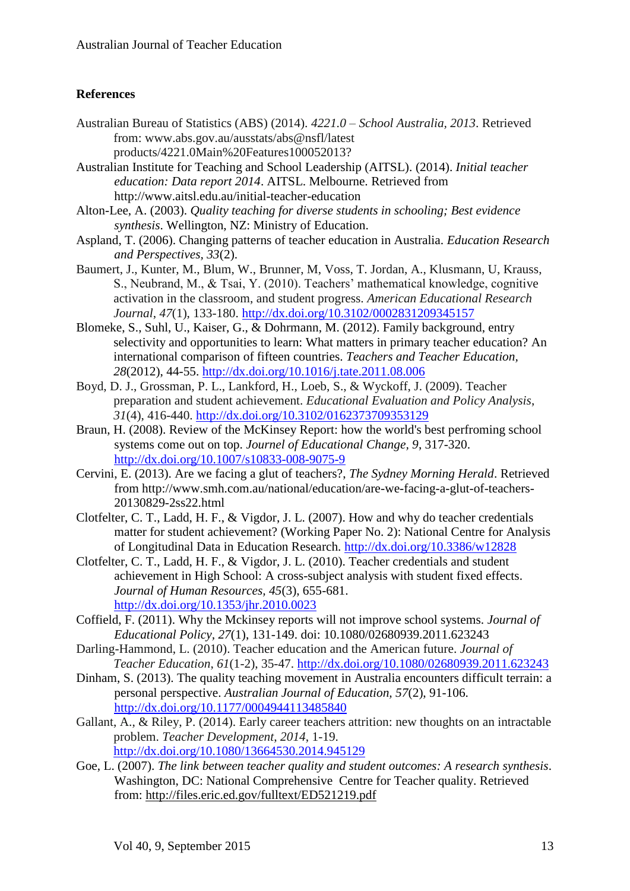**References**

Australian Bureau of Statistics (ABS) (2014). *4221.0 – School Australia, 2013*. Retrieved from: www.abs.gov.au/ausstats/abs@nsfl/latest products/4221.0Main%20Features100052013?

Australian Institute for Teaching and School Leadership (AITSL). (2014). *Initial teacher education: Data report 2014*. AITSL. Melbourne. Retrieved from http://www.aitsl.edu.au/initial-teacher-education

Alton-Lee, A. (2003). *Quality teaching for diverse students in schooling; Best evidence synthesis*. Wellington, NZ: Ministry of Education.

Aspland, T. (2006). Changing patterns of teacher education in Australia. *Education Research and Perspectives, 33*(2).

Baumert, J., Kunter, M., Blum, W., Brunner, M, Voss, T. Jordan, A., Klusmann, U, Krauss, S., Neubrand, M., & Tsai, Y. (2010). Teachers' mathematical knowledge, cognitive activation in the classroom, and student progress. *American Educational Research Journal*, *47*(1), 133-180. http://dx.doi.org/10.3102/0002831209345157

Blomeke, S., Suhl, U., Kaiser, G., & Dohrmann, M. (2012). Family background, entry selectivity and opportunities to learn: What matters in primary teacher education? An international comparison of fifteen countries. *Teachers and Teacher Education, 28*(2012), 44-55. http://dx.doi.org/10.1016/j.tate.2011.08.006

Boyd, D. J., Grossman, P. L., Lankford, H., Loeb, S., & Wyckoff, J. (2009). Teacher preparation and student achievement. *Educational Evaluation and Policy Analysis*, *31*(4), 416-440. http://dx.doi.org/10.3102/0162373709353129

Braun, H. (2008). Review of the McKinsey Report: how the world's best perfroming school systems come out on top. *Journel of Educational Change, 9*, 317-320. http://dx.doi.org/10.1007/s10833-008-9075-9

Cervini, E. (2013). Are we facing a glut of teachers?, *The Sydney Morning Herald*. Retrieved from http://www.smh.com.au/national/education/are-we-facing-a-glut-of-teachers-20130829-2ss22.html

Clotfelter, C. T., Ladd, H. F., & Vigdor, J. L. (2007). How and why do teacher credentials matter for student achievement? (Working Paper No. 2): National Centre for Analysis of Longitudinal Data in Education Research. http://dx.doi.org/10.3386/w12828

Clotfelter, C. T., Ladd, H. F., & Vigdor, J. L. (2010). Teacher credentials and student achievement in High School: A cross-subject analysis with student fixed effects. *Journal of Human Resources*, *45*(3), 655-681. http://dx.doi.org/10.1353/jhr.2010.0023

Coffield, F. (2011). Why the Mckinsey reports will not improve school systems. *Journal of Educational Policy, 27*(1), 131-149. doi: 10.1080/02680939.2011.623243

Darling-Hammond, L. (2010). Teacher education and the American future. *Journal of Teacher Education*, *61*(1-2), 35-47. http://dx.doi.org/10.1080/02680939.2011.623243

Dinham, S. (2013). The quality teaching movement in Australia encounters difficult terrain: a personal perspective. *Australian Journal of Education, 57*(2), 91-106. http://dx.doi.org/10.1177/0004944113485840

Gallant, A., & Riley, P. (2014). Early career teachers attrition: new thoughts on an intractable problem. *Teacher Development, 2014*, 1-19. http://dx.doi.org/10.1080/13664530.2014.945129

Goe, L. (2007). *The link between teacher quality and student outcomes: A research synthesis*. Washington, DC: National Comprehensive Centre for Teacher quality. Retrieved from: http://files.eric.ed.gov/fulltext/ED521219.pdf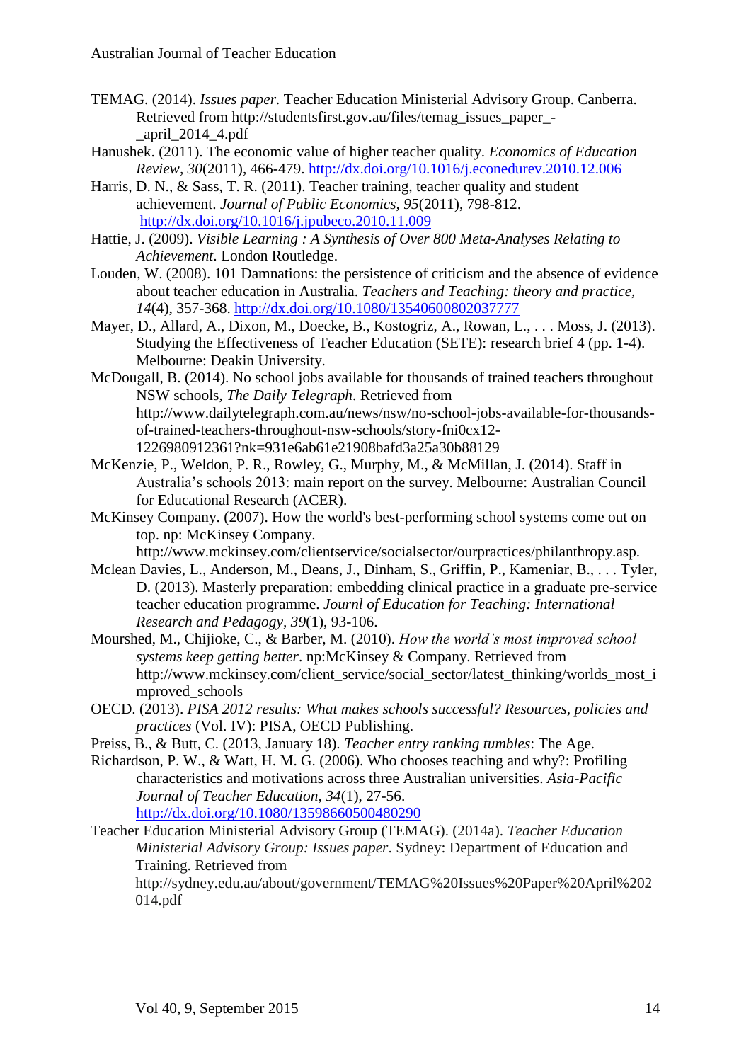TEMAG. (2014). *Issues paper*. Teacher Education Ministerial Advisory Group. Canberra. Retrieved from http://studentsfirst.gov.au/files/temag_issues_paper_-_april_2014_4.pdf

Hanushek. (2011). The economic value of higher teacher quality. *Economics of Education Review, 30*(2011), 466-479. http://dx.doi.org/10.1016/j.econedurev.2010.12.006

Harris, D. N., & Sass, T. R. (2011). Teacher training, teacher quality and student achievement. *Journal of Public Economics, 95*(2011), 798-812. http://dx.doi.org/10.1016/j.jpubeco.2010.11.009

Hattie, J. (2009). *Visible Learning : A Synthesis of Over 800 Meta-Analyses Relating to Achievement*. London Routledge.

Louden, W. (2008). 101 Damnations: the persistence of criticism and the absence of evidence about teacher education in Australia. *Teachers and Teaching: theory and practice, 14*(4), 357-368. http://dx.doi.org/10.1080/13540600802037777

Mayer, D., Allard, A., Dixon, M., Doecke, B., Kostogriz, A., Rowan, L., . . . Moss, J. (2013). Studying the Effectiveness of Teacher Education (SETE): research brief 4 (pp. 1-4). Melbourne: Deakin University.

McDougall, B. (2014). No school jobs available for thousands of trained teachers throughout NSW schools, *The Daily Telegraph*. Retrieved from http://www.dailytelegraph.com.au/news/nsw/no-school-jobs-available-for-thousands-of-trained-teachers-throughout-nsw-schools/story-fni0cx12-1226980912361?nk=931e6ab61e21908bafd3a25a30b88129

McKenzie, P., Weldon, P. R., Rowley, G., Murphy, M., & McMillan, J. (2014). Staff in Australia's schools 2013: main report on the survey. Melbourne: Australian Council for Educational Research (ACER).

McKinsey Company. (2007). How the world's best-performing school systems come out on top. np: McKinsey Company. http://www.mckinsey.com/clientservice/socialsector/ourpractices/philanthropy.asp.

Mclean Davies, L., Anderson, M., Deans, J., Dinham, S., Griffin, P., Kameniar, B., . . . Tyler, D. (2013). Masterly preparation: embedding clinical practice in a graduate pre-service teacher education programme. *Journl of Education for Teaching: International Research and Pedagogy, 39*(1), 93-106.

Mourshed, M., Chijioke, C., & Barber, M. (2010). *How the world's most improved school systems keep getting better*. np:McKinsey & Company. Retrieved from http://www.mckinsey.com/client_service/social_sector/latest_thinking/worlds_most_improved_schools

OECD. (2013). *PISA 2012 results: What makes schools successful? Resources, policies and practices* (Vol. IV): PISA, OECD Publishing.

Preiss, B., & Butt, C. (2013, January 18). *Teacher entry ranking tumbles*: The Age.

Richardson, P. W., & Watt, H. M. G. (2006). Who chooses teaching and why?: Profiling characteristics and motivations across three Australian universities. *Asia-Pacific Journal of Teacher Education, 34*(1), 27-56. http://dx.doi.org/10.1080/13598660500480290

Teacher Education Ministerial Advisory Group (TEMAG). (2014a). *Teacher Education Ministerial Advisory Group: Issues paper*. Sydney: Department of Education and Training. Retrieved from http://sydney.edu.au/about/government/TEMAG%20Issues%20Paper%20April%202014.pdf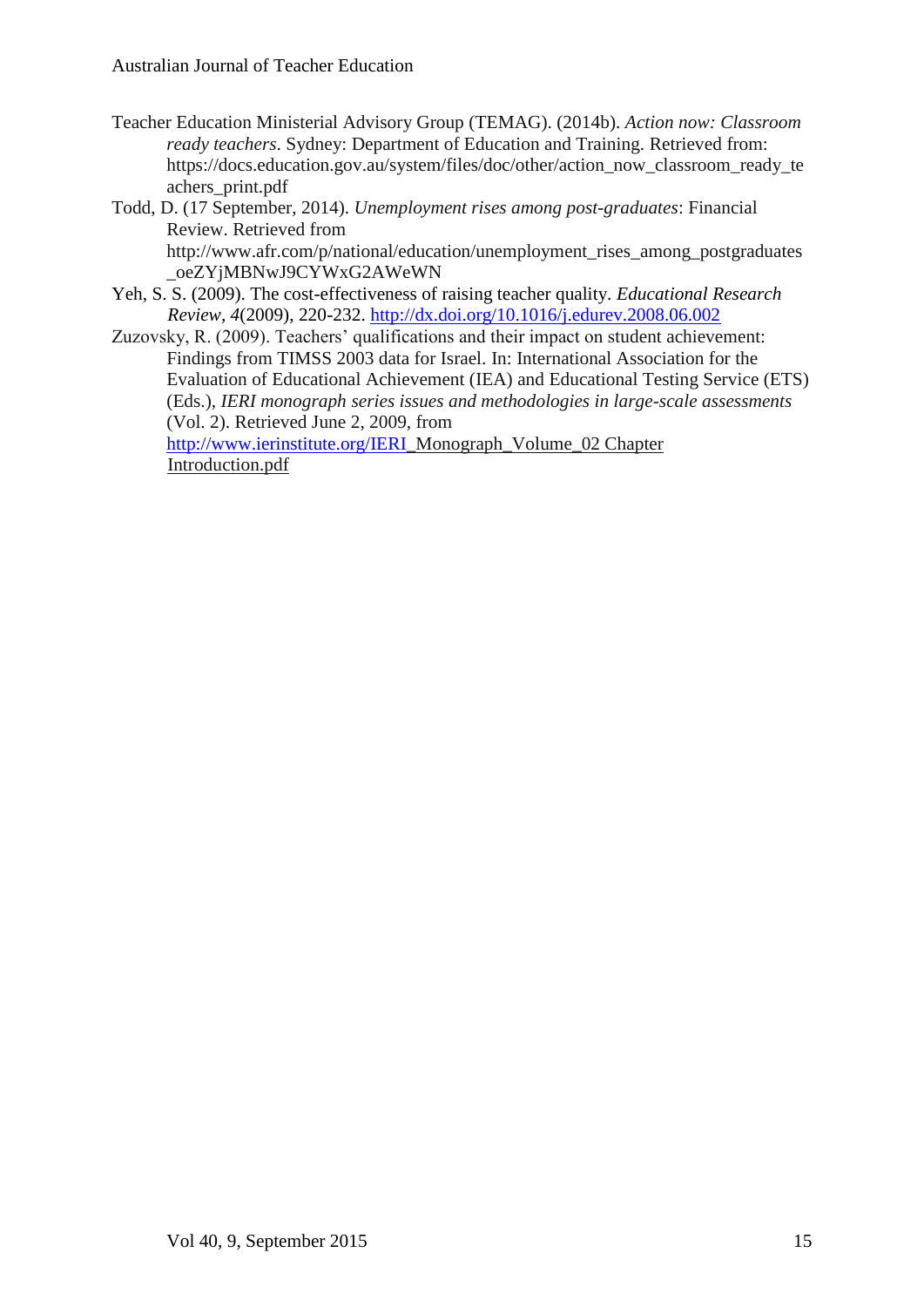Teacher Education Ministerial Advisory Group (TEMAG). (2014b). *Action now: Classroom ready teachers*. Sydney: Department of Education and Training. Retrieved from: https://docs.education.gov.au/system/files/doc/other/action_now_classroom_ready_teachers_print.pdf

Todd, D. (17 September, 2014). *Unemployment rises among post-graduates*: Financial Review. Retrieved from http://www.afr.com/p/national/education/unemployment_rises_among_postgraduates_oeZYjMBNwJ9CYWxG2AWeWN

Yeh, S. S. (2009). The cost-effectiveness of raising teacher quality. *Educational Research Review, 4*(2009), 220-232. http://dx.doi.org/10.1016/j.edurev.2008.06.002

Zuzovsky, R. (2009). Teachers' qualifications and their impact on student achievement: Findings from TIMSS 2003 data for Israel. In: International Association for the Evaluation of Educational Achievement (IEA) and Educational Testing Service (ETS) (Eds.), *IERI monograph series issues and methodologies in large-scale assessments* (Vol. 2). Retrieved June 2, 2009, from http://www.ierinstitute.org/IERI_Monograph_Volume_02 Chapter Introduction.pdf